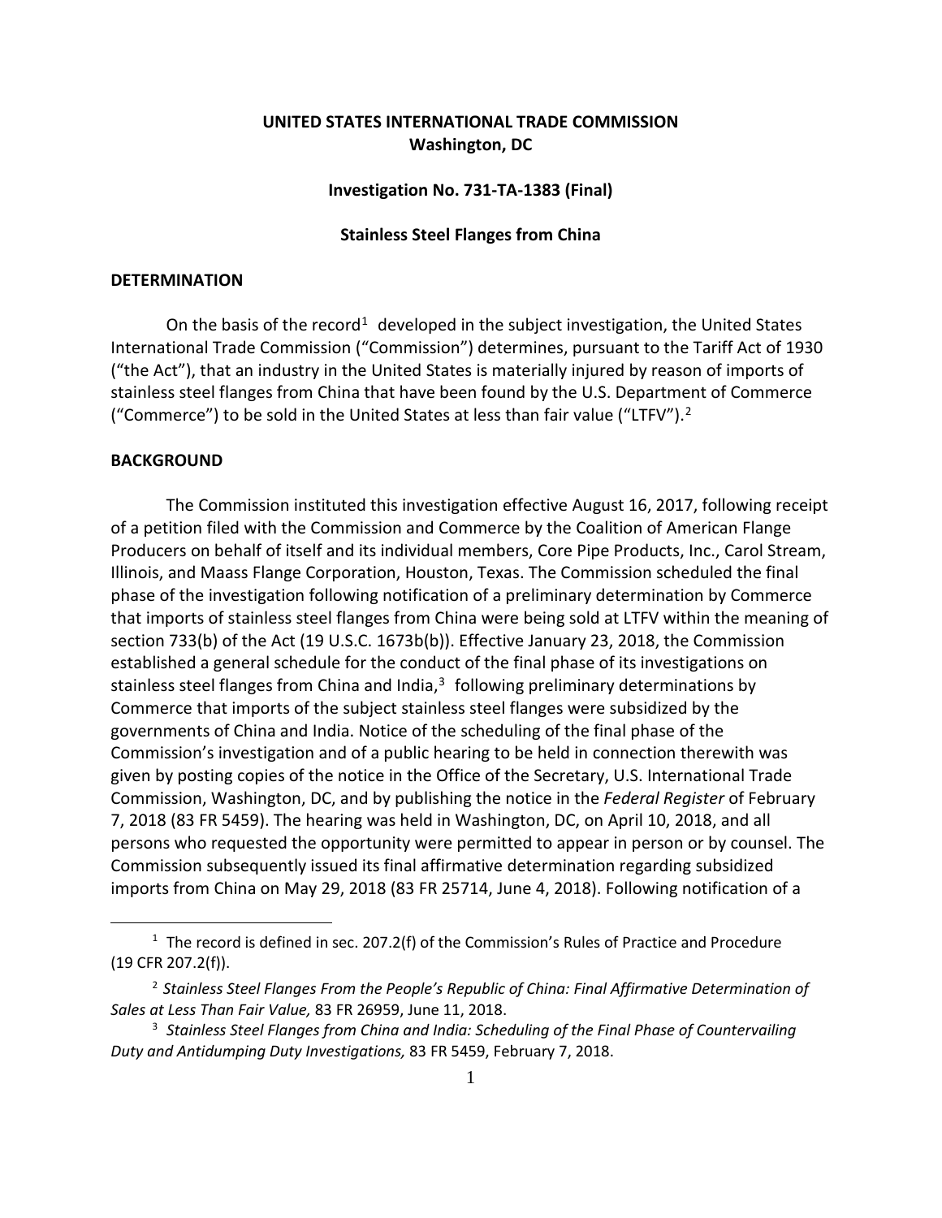**UNITED STATES INTERNATIONAL TRADE COMMISSION**
**Washington, DC**

**Investigation No. 731-TA-1383 (Final)**

**Stainless Steel Flanges from China**

## DETERMINATION

On the basis of the record[1] developed in the subject investigation, the United States International Trade Commission ("Commission") determines, pursuant to the Tariff Act of 1930 ("the Act"), that an industry in the United States is materially injured by reason of imports of stainless steel flanges from China that have been found by the U.S. Department of Commerce ("Commerce") to be sold in the United States at less than fair value ("LTFV").[2]

## BACKGROUND

The Commission instituted this investigation effective August 16, 2017, following receipt of a petition filed with the Commission and Commerce by the Coalition of American Flange Producers on behalf of itself and its individual members, Core Pipe Products, Inc., Carol Stream, Illinois, and Maass Flange Corporation, Houston, Texas. The Commission scheduled the final phase of the investigation following notification of a preliminary determination by Commerce that imports of stainless steel flanges from China were being sold at LTFV within the meaning of section 733(b) of the Act (19 U.S.C. 1673b(b)). Effective January 23, 2018, the Commission established a general schedule for the conduct of the final phase of its investigations on stainless steel flanges from China and India,[3] following preliminary determinations by Commerce that imports of the subject stainless steel flanges were subsidized by the governments of China and India. Notice of the scheduling of the final phase of the Commission's investigation and of a public hearing to be held in connection therewith was given by posting copies of the notice in the Office of the Secretary, U.S. International Trade Commission, Washington, DC, and by publishing the notice in the *Federal Register* of February 7, 2018 (83 FR 5459). The hearing was held in Washington, DC, on April 10, 2018, and all persons who requested the opportunity were permitted to appear in person or by counsel. The Commission subsequently issued its final affirmative determination regarding subsidized imports from China on May 29, 2018 (83 FR 25714, June 4, 2018). Following notification of a

---

[1] The record is defined in sec. 207.2(f) of the Commission's Rules of Practice and Procedure (19 CFR 207.2(f)).

[2] *Stainless Steel Flanges From the People's Republic of China: Final Affirmative Determination of Sales at Less Than Fair Value,* 83 FR 26959, June 11, 2018.

[3] *Stainless Steel Flanges from China and India: Scheduling of the Final Phase of Countervailing Duty and Antidumping Duty Investigations,* 83 FR 5459, February 7, 2018.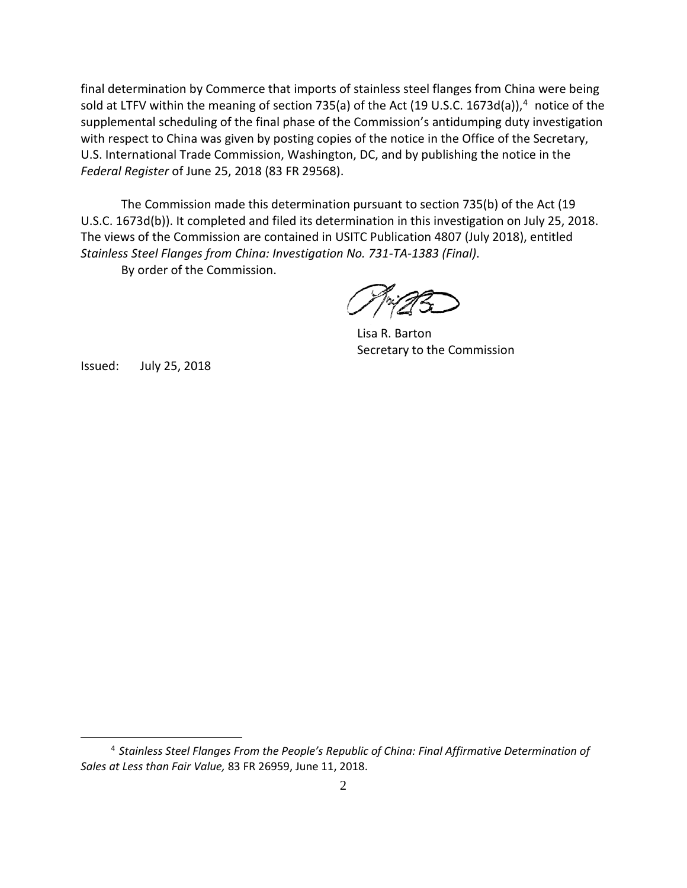final determination by Commerce that imports of stainless steel flanges from China were being sold at LTFV within the meaning of section 735(a) of the Act (19 U.S.C. 1673d(a)),[4] notice of the supplemental scheduling of the final phase of the Commission's antidumping duty investigation with respect to China was given by posting copies of the notice in the Office of the Secretary, U.S. International Trade Commission, Washington, DC, and by publishing the notice in the *Federal Register* of June 25, 2018 (83 FR 29568).

The Commission made this determination pursuant to section 735(b) of the Act (19 U.S.C. 1673d(b)). It completed and filed its determination in this investigation on July 25, 2018. The views of the Commission are contained in USITC Publication 4807 (July 2018), entitled *Stainless Steel Flanges from China: Investigation No. 731-TA-1383 (Final).*

By order of the Commission.

Lisa R. Barton
Secretary to the Commission

Issued: July 25, 2018

---

[4] *Stainless Steel Flanges From the People's Republic of China: Final Affirmative Determination of Sales at Less than Fair Value,* 83 FR 26959, June 11, 2018.